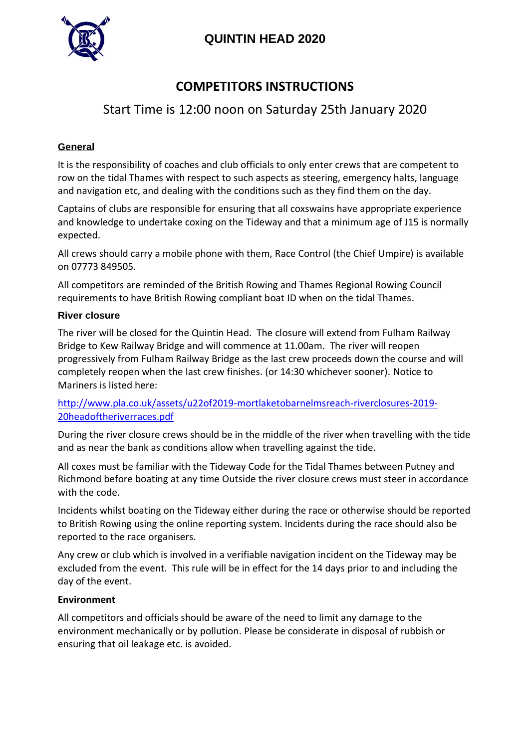# QUINTIN HEAD 2020

## COMPETITORS INSTRUCTIONS

Start Time is 12:00 noon on Saturday 25th January 2020

### General

It is the responsibility of coaches and club officials to only enter crews that are competent to row on the tidal Thames with respect to such aspects as steering, emergency halts, language and navigation etc, and dealing with the conditions such as they find them on the day.

Captains of clubs are responsible for ensuring that all coxswains have appropriate experience and knowledge to undertake coxing on the Tideway and that a minimum age of J15 is normally expected.

All crews should carry a mobile phone with them, Race Control (the Chief Umpire) is available on 07773 849505.

All competitors are reminded of the British Rowing and Thames Regional Rowing Council requirements to have British Rowing compliant boat ID when on the tidal Thames.

### River closure

The river will be closed for the Quintin Head. The closure will extend from Fulham Railway Bridge to Kew Railway Bridge and will commence at 11.00am. The river will reopen progressively from Fulham Railway Bridge as the last crew proceeds down the course and will completely reopen when the last crew finishes. (or 14:30 whichever sooner). Notice to Mariners is listed here:

http://www.pla.co.uk/assets/u22of2019-mortlaketobarnelmsreach-riverclosures-2019-20headoftheriverraces.pdf

During the river closure crews should be in the middle of the river when travelling with the tide and as near the bank as conditions allow when travelling against the tide.

All coxes must be familiar with the Tideway Code for the Tidal Thames between Putney and Richmond before boating at any time Outside the river closure crews must steer in accordance with the code.

Incidents whilst boating on the Tideway either during the race or otherwise should be reported to British Rowing using the online reporting system. Incidents during the race should also be reported to the race organisers.

Any crew or club which is involved in a verifiable navigation incident on the Tideway may be excluded from the event. This rule will be in effect for the 14 days prior to and including the day of the event.

### Environment

All competitors and officials should be aware of the need to limit any damage to the environment mechanically or by pollution. Please be considerate in disposal of rubbish or ensuring that oil leakage etc. is avoided.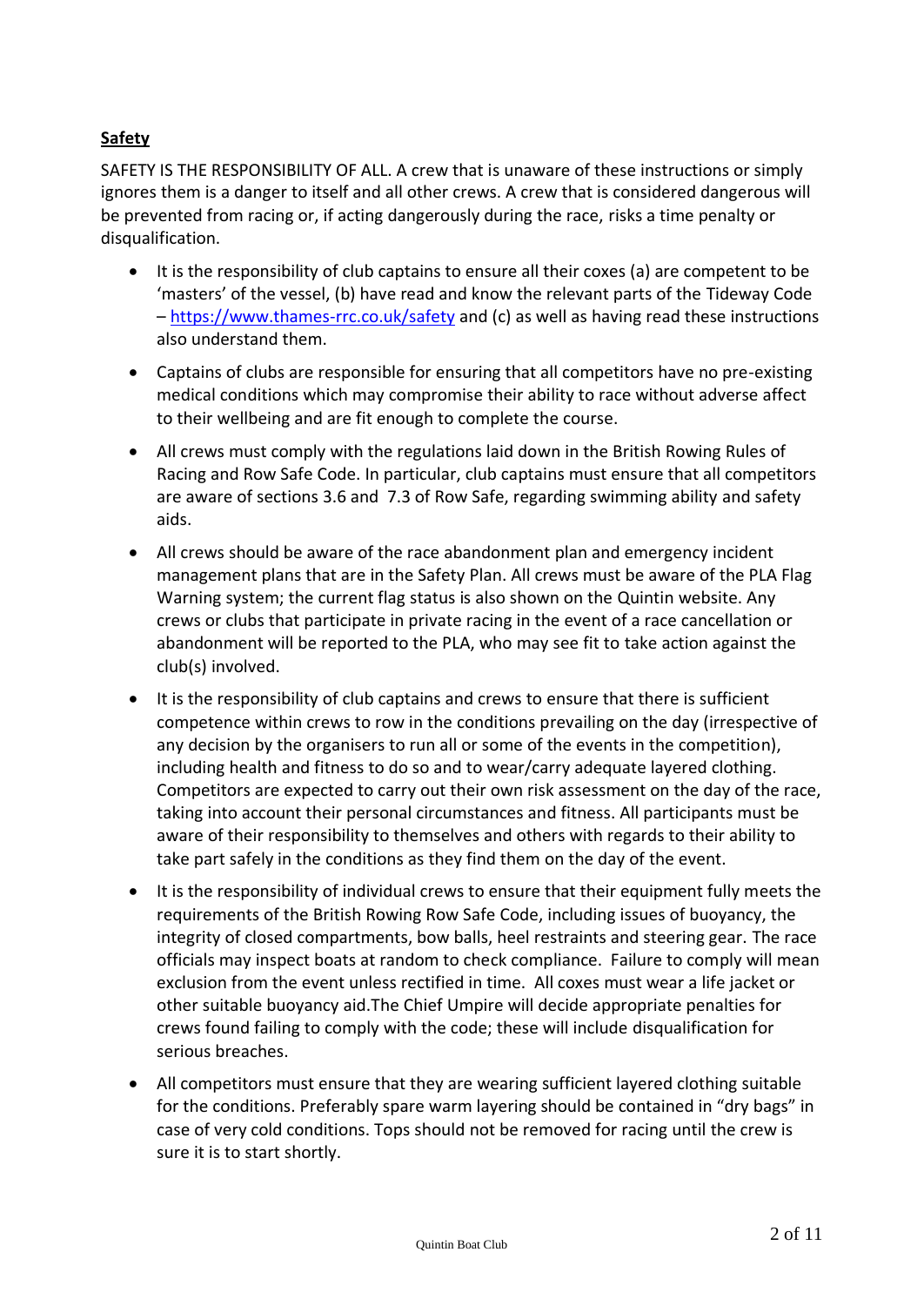**Safety**

SAFETY IS THE RESPONSIBILITY OF ALL. A crew that is unaware of these instructions or simply ignores them is a danger to itself and all other crews. A crew that is considered dangerous will be prevented from racing or, if acting dangerously during the race, risks a time penalty or disqualification.

- It is the responsibility of club captains to ensure all their coxes (a) are competent to be 'masters' of the vessel, (b) have read and know the relevant parts of the Tideway Code – https://www.thames-rrc.co.uk/safety and (c) as well as having read these instructions also understand them.
- Captains of clubs are responsible for ensuring that all competitors have no pre-existing medical conditions which may compromise their ability to race without adverse affect to their wellbeing and are fit enough to complete the course.
- All crews must comply with the regulations laid down in the British Rowing Rules of Racing and Row Safe Code. In particular, club captains must ensure that all competitors are aware of sections 3.6 and 7.3 of Row Safe, regarding swimming ability and safety aids.
- All crews should be aware of the race abandonment plan and emergency incident management plans that are in the Safety Plan. All crews must be aware of the PLA Flag Warning system; the current flag status is also shown on the Quintin website. Any crews or clubs that participate in private racing in the event of a race cancellation or abandonment will be reported to the PLA, who may see fit to take action against the club(s) involved.
- It is the responsibility of club captains and crews to ensure that there is sufficient competence within crews to row in the conditions prevailing on the day (irrespective of any decision by the organisers to run all or some of the events in the competition), including health and fitness to do so and to wear/carry adequate layered clothing. Competitors are expected to carry out their own risk assessment on the day of the race, taking into account their personal circumstances and fitness. All participants must be aware of their responsibility to themselves and others with regards to their ability to take part safely in the conditions as they find them on the day of the event.
- It is the responsibility of individual crews to ensure that their equipment fully meets the requirements of the British Rowing Row Safe Code, including issues of buoyancy, the integrity of closed compartments, bow balls, heel restraints and steering gear. The race officials may inspect boats at random to check compliance. Failure to comply will mean exclusion from the event unless rectified in time. All coxes must wear a life jacket or other suitable buoyancy aid.The Chief Umpire will decide appropriate penalties for crews found failing to comply with the code; these will include disqualification for serious breaches.
- All competitors must ensure that they are wearing sufficient layered clothing suitable for the conditions. Preferably spare warm layering should be contained in "dry bags" in case of very cold conditions. Tops should not be removed for racing until the crew is sure it is to start shortly.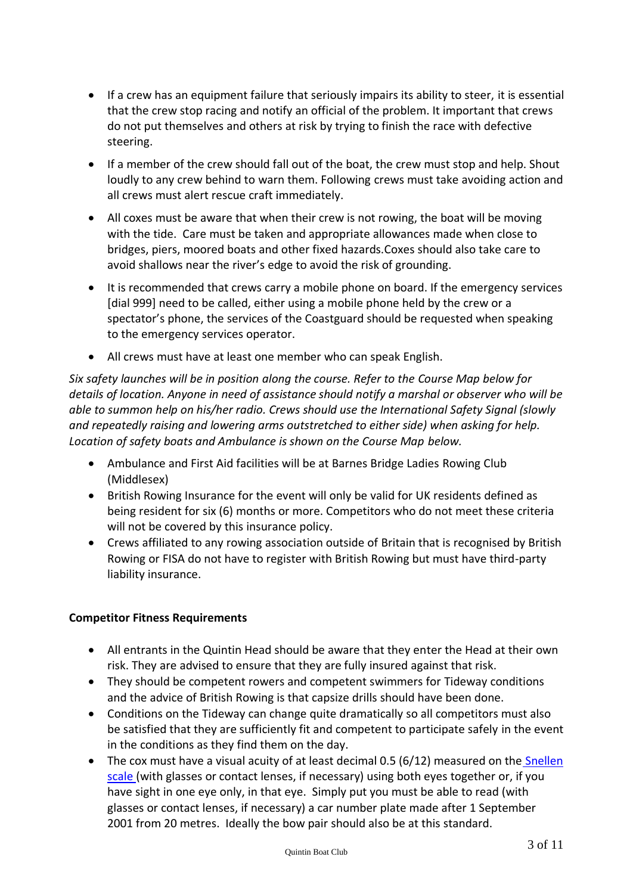- If a crew has an equipment failure that seriously impairs its ability to steer, it is essential that the crew stop racing and notify an official of the problem. It important that crews do not put themselves and others at risk by trying to finish the race with defective steering.
- If a member of the crew should fall out of the boat, the crew must stop and help. Shout loudly to any crew behind to warn them. Following crews must take avoiding action and all crews must alert rescue craft immediately.
- All coxes must be aware that when their crew is not rowing, the boat will be moving with the tide. Care must be taken and appropriate allowances made when close to bridges, piers, moored boats and other fixed hazards.Coxes should also take care to avoid shallows near the river's edge to avoid the risk of grounding.
- It is recommended that crews carry a mobile phone on board. If the emergency services [dial 999] need to be called, either using a mobile phone held by the crew or a spectator's phone, the services of the Coastguard should be requested when speaking to the emergency services operator.
- All crews must have at least one member who can speak English.

*Six safety launches will be in position along the course. Refer to the Course Map below for details of location. Anyone in need of assistance should notify a marshal or observer who will be able to summon help on his/her radio. Crews should use the International Safety Signal (slowly and repeatedly raising and lowering arms outstretched to either side) when asking for help. Location of safety boats and Ambulance is shown on the Course Map below.*

- Ambulance and First Aid facilities will be at Barnes Bridge Ladies Rowing Club (Middlesex)
- British Rowing Insurance for the event will only be valid for UK residents defined as being resident for six (6) months or more. Competitors who do not meet these criteria will not be covered by this insurance policy.
- Crews affiliated to any rowing association outside of Britain that is recognised by British Rowing or FISA do not have to register with British Rowing but must have third-party liability insurance.

**Competitor Fitness Requirements**

- All entrants in the Quintin Head should be aware that they enter the Head at their own risk. They are advised to ensure that they are fully insured against that risk.
- They should be competent rowers and competent swimmers for Tideway conditions and the advice of British Rowing is that capsize drills should have been done.
- Conditions on the Tideway can change quite dramatically so all competitors must also be satisfied that they are sufficiently fit and competent to participate safely in the event in the conditions as they find them on the day.
- The cox must have a visual acuity of at least decimal 0.5 (6/12) measured on the Snellen scale (with glasses or contact lenses, if necessary) using both eyes together or, if you have sight in one eye only, in that eye. Simply put you must be able to read (with glasses or contact lenses, if necessary) a car number plate made after 1 September 2001 from 20 metres. Ideally the bow pair should also be at this standard.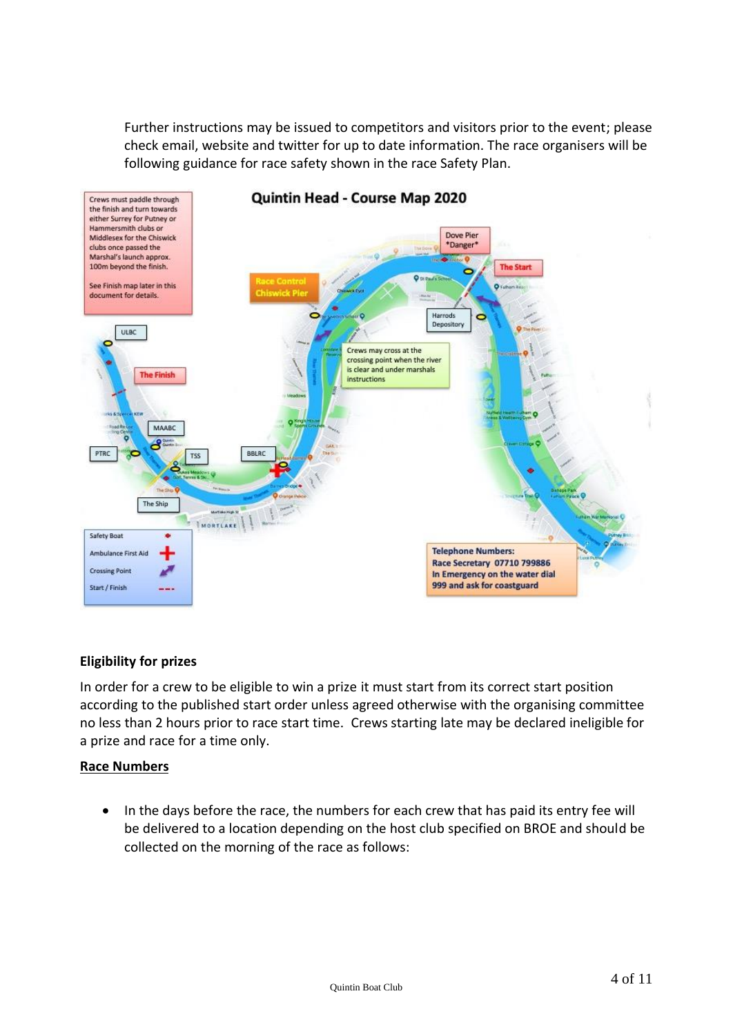Further instructions may be issued to competitors and visitors prior to the event; please check email, website and twitter for up to date information. The race organisers will be following guidance for race safety shown in the race Safety Plan.

**Quintin Head - Course Map 2020**

Crews must paddle through the finish and turn towards either Surrey for Putney or Hammersmith clubs or Middlesex for the Chiswick clubs once passed the Marshal's launch approx. 100m beyond the finish.

See Finish map later in this document for details.

Race Control Chiswick Pier

Dove Pier *Danger*

The Start

Harrods Depository

Crews may cross at the crossing point when the river is clear and under marshals instructions

ULBC

The Finish

MAABC

PTRC

TSS

BBLRC

The Ship

Safety Boat

Ambulance First Aid

Crossing Point

Start / Finish

**Telephone Numbers:**
**Race Secretary 07710 799886**
**In Emergency on the water dial 999 and ask for coastguard**

**Eligibility for prizes**

In order for a crew to be eligible to win a prize it must start from its correct start position according to the published start order unless agreed otherwise with the organising committee no less than 2 hours prior to race start time. Crews starting late may be declared ineligible for a prize and race for a time only.

**Race Numbers**

- In the days before the race, the numbers for each crew that has paid its entry fee will be delivered to a location depending on the host club specified on BROE and should be collected on the morning of the race as follows: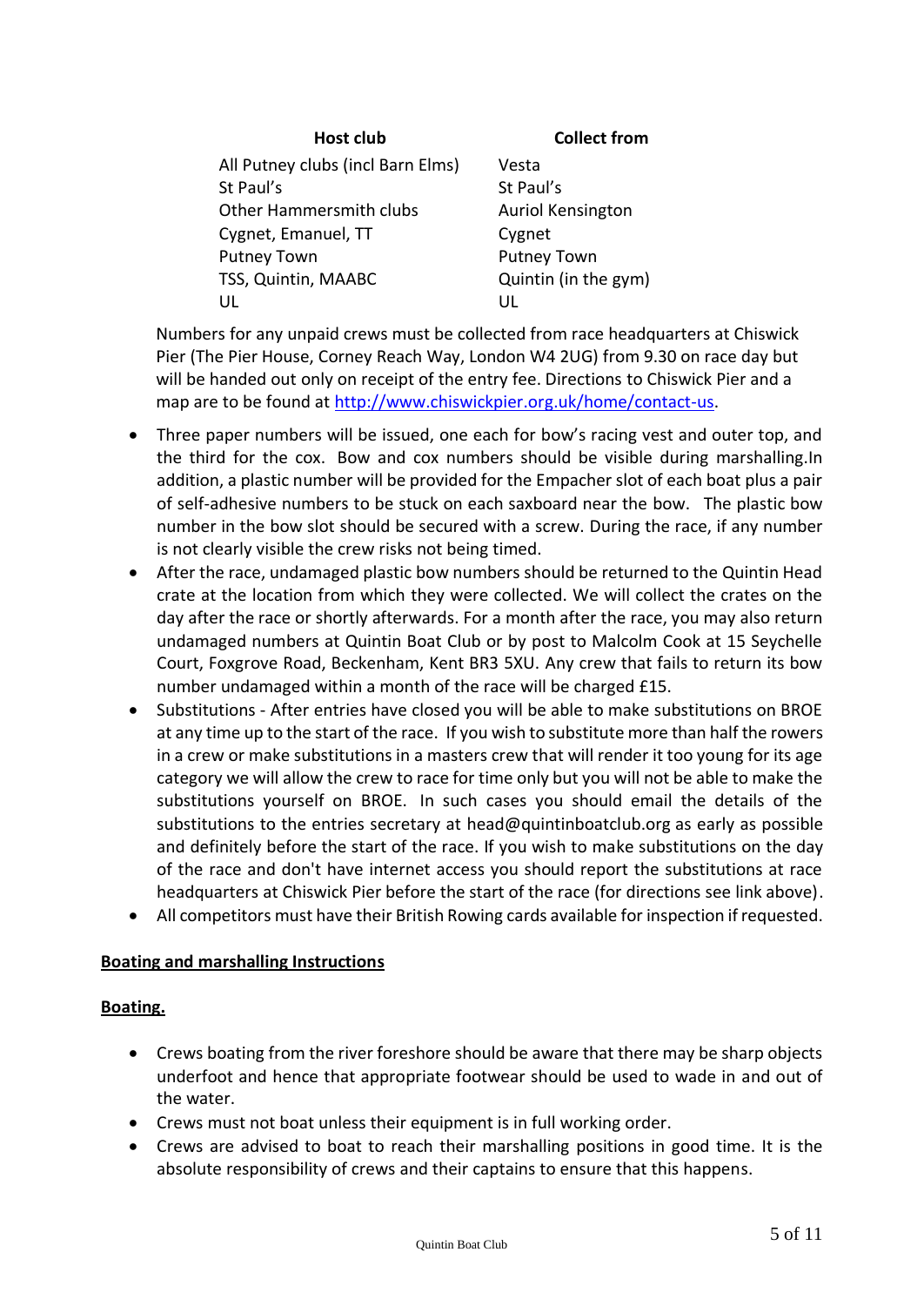| Host club | Collect from |
| --- | --- |
| All Putney clubs (incl Barn Elms) | Vesta |
| St Paul's | St Paul's |
| Other Hammersmith clubs | Auriol Kensington |
| Cygnet, Emanuel, TT | Cygnet |
| Putney Town | Putney Town |
| TSS, Quintin, MAABC | Quintin (in the gym) |
| UL | UL |

Numbers for any unpaid crews must be collected from race headquarters at Chiswick Pier (The Pier House, Corney Reach Way, London W4 2UG) from 9.30 on race day but will be handed out only on receipt of the entry fee. Directions to Chiswick Pier and a map are to be found at http://www.chiswickpier.org.uk/home/contact-us.

- Three paper numbers will be issued, one each for bow's racing vest and outer top, and the third for the cox. Bow and cox numbers should be visible during marshalling.In addition, a plastic number will be provided for the Empacher slot of each boat plus a pair of self-adhesive numbers to be stuck on each saxboard near the bow. The plastic bow number in the bow slot should be secured with a screw. During the race, if any number is not clearly visible the crew risks not being timed.
- After the race, undamaged plastic bow numbers should be returned to the Quintin Head crate at the location from which they were collected. We will collect the crates on the day after the race or shortly afterwards. For a month after the race, you may also return undamaged numbers at Quintin Boat Club or by post to Malcolm Cook at 15 Seychelle Court, Foxgrove Road, Beckenham, Kent BR3 5XU. Any crew that fails to return its bow number undamaged within a month of the race will be charged £15.
- Substitutions - After entries have closed you will be able to make substitutions on BROE at any time up to the start of the race. If you wish to substitute more than half the rowers in a crew or make substitutions in a masters crew that will render it too young for its age category we will allow the crew to race for time only but you will not be able to make the substitutions yourself on BROE. In such cases you should email the details of the substitutions to the entries secretary at head@quintinboatclub.org as early as possible and definitely before the start of the race. If you wish to make substitutions on the day of the race and don't have internet access you should report the substitutions at race headquarters at Chiswick Pier before the start of the race (for directions see link above).
- All competitors must have their British Rowing cards available for inspection if requested.

**Boating and marshalling Instructions**

**Boating.**

- Crews boating from the river foreshore should be aware that there may be sharp objects underfoot and hence that appropriate footwear should be used to wade in and out of the water.
- Crews must not boat unless their equipment is in full working order.
- Crews are advised to boat to reach their marshalling positions in good time. It is the absolute responsibility of crews and their captains to ensure that this happens.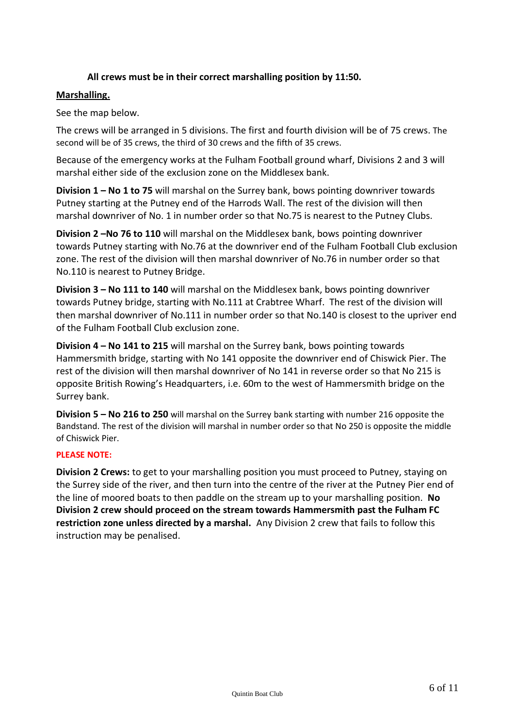**All crews must be in their correct marshalling position by 11:50.**

**Marshalling.**

See the map below.

The crews will be arranged in 5 divisions. The first and fourth division will be of 75 crews. The second will be of 35 crews, the third of 30 crews and the fifth of 35 crews.

Because of the emergency works at the Fulham Football ground wharf, Divisions 2 and 3 will marshal either side of the exclusion zone on the Middlesex bank.

**Division 1 – No 1 to 75** will marshal on the Surrey bank, bows pointing downriver towards Putney starting at the Putney end of the Harrods Wall. The rest of the division will then marshal downriver of No. 1 in number order so that No.75 is nearest to the Putney Clubs.

**Division 2 –No 76 to 110** will marshal on the Middlesex bank, bows pointing downriver towards Putney starting with No.76 at the downriver end of the Fulham Football Club exclusion zone. The rest of the division will then marshal downriver of No.76 in number order so that No.110 is nearest to Putney Bridge.

**Division 3 – No 111 to 140** will marshal on the Middlesex bank, bows pointing downriver towards Putney bridge, starting with No.111 at Crabtree Wharf. The rest of the division will then marshal downriver of No.111 in number order so that No.140 is closest to the upriver end of the Fulham Football Club exclusion zone.

**Division 4 – No 141 to 215** will marshal on the Surrey bank, bows pointing towards Hammersmith bridge, starting with No 141 opposite the downriver end of Chiswick Pier. The rest of the division will then marshal downriver of No 141 in reverse order so that No 215 is opposite British Rowing's Headquarters, i.e. 60m to the west of Hammersmith bridge on the Surrey bank.

**Division 5 – No 216 to 250** will marshal on the Surrey bank starting with number 216 opposite the Bandstand. The rest of the division will marshal in number order so that No 250 is opposite the middle of Chiswick Pier.

**PLEASE NOTE:**

**Division 2 Crews:** to get to your marshalling position you must proceed to Putney, staying on the Surrey side of the river, and then turn into the centre of the river at the Putney Pier end of the line of moored boats to then paddle on the stream up to your marshalling position. **No Division 2 crew should proceed on the stream towards Hammersmith past the Fulham FC restriction zone unless directed by a marshal.** Any Division 2 crew that fails to follow this instruction may be penalised.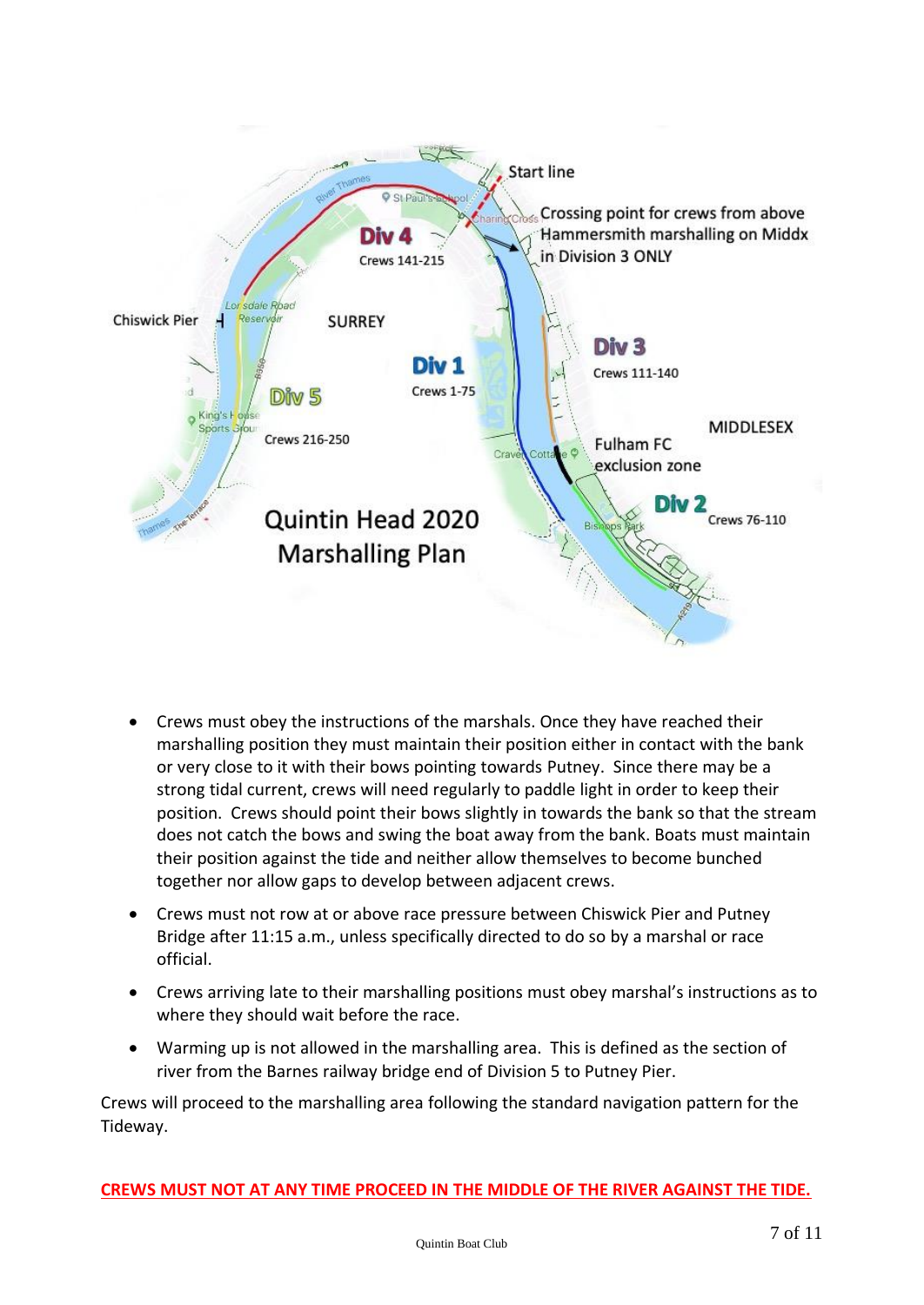Start line

Crossing point for crews from above Hammersmith marshalling on Middx in Division 3 ONLY

Div 4

Crews 141-215

Chiswick Pier

SURREY

Div 1

Crews 1-75

Div 3

Crews 111-140

Div 5

Crews 216-250

MIDDLESEX

Fulham FC exclusion zone

Div 2

Crews 76-110

Quintin Head 2020 Marshalling Plan

- Crews must obey the instructions of the marshals. Once they have reached their marshalling position they must maintain their position either in contact with the bank or very close to it with their bows pointing towards Putney. Since there may be a strong tidal current, crews will need regularly to paddle light in order to keep their position. Crews should point their bows slightly in towards the bank so that the stream does not catch the bows and swing the boat away from the bank. Boats must maintain their position against the tide and neither allow themselves to become bunched together nor allow gaps to develop between adjacent crews.
- Crews must not row at or above race pressure between Chiswick Pier and Putney Bridge after 11:15 a.m., unless specifically directed to do so by a marshal or race official.
- Crews arriving late to their marshalling positions must obey marshal's instructions as to where they should wait before the race.
- Warming up is not allowed in the marshalling area. This is defined as the section of river from the Barnes railway bridge end of Division 5 to Putney Pier.

Crews will proceed to the marshalling area following the standard navigation pattern for the Tideway.

**CREWS MUST NOT AT ANY TIME PROCEED IN THE MIDDLE OF THE RIVER AGAINST THE TIDE.**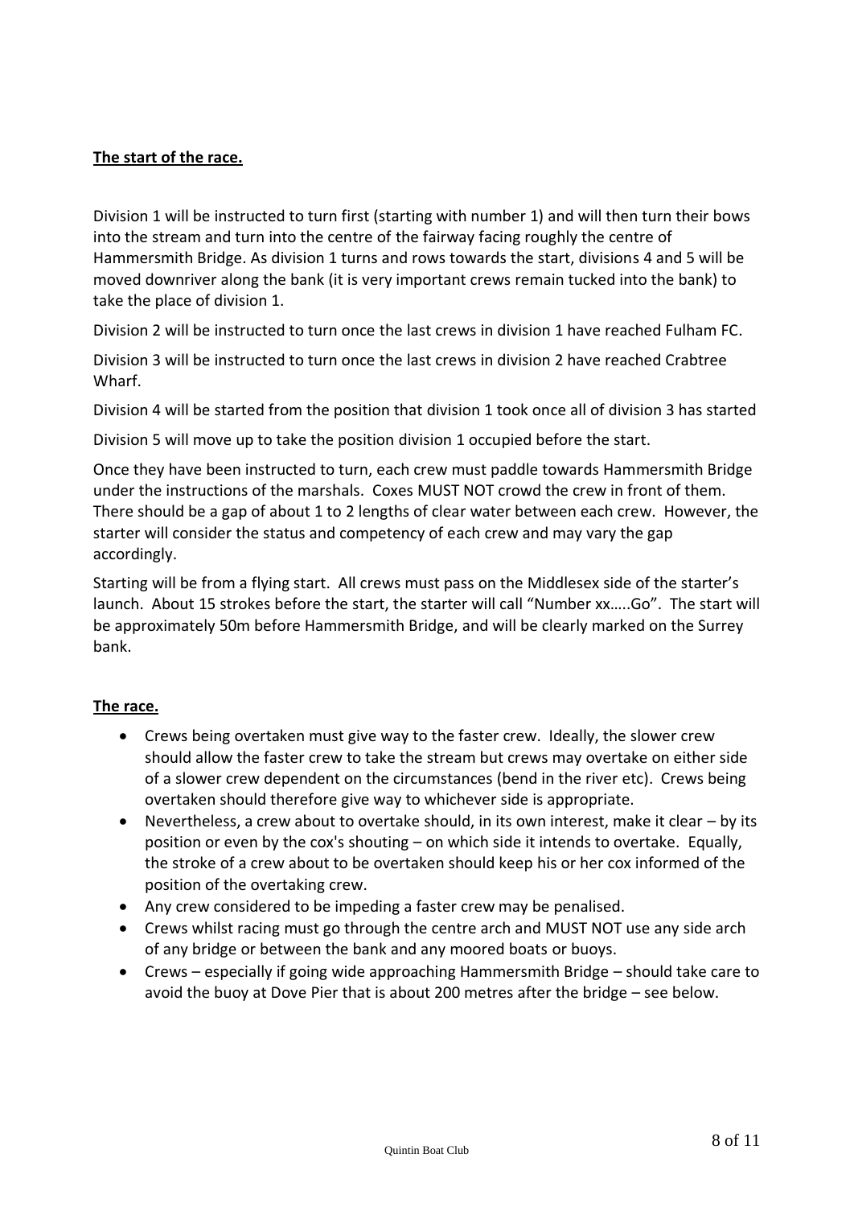## The start of the race.

Division 1 will be instructed to turn first (starting with number 1) and will then turn their bows into the stream and turn into the centre of the fairway facing roughly the centre of Hammersmith Bridge. As division 1 turns and rows towards the start, divisions 4 and 5 will be moved downriver along the bank (it is very important crews remain tucked into the bank) to take the place of division 1.

Division 2 will be instructed to turn once the last crews in division 1 have reached Fulham FC.

Division 3 will be instructed to turn once the last crews in division 2 have reached Crabtree Wharf.

Division 4 will be started from the position that division 1 took once all of division 3 has started

Division 5 will move up to take the position division 1 occupied before the start.

Once they have been instructed to turn, each crew must paddle towards Hammersmith Bridge under the instructions of the marshals. Coxes MUST NOT crowd the crew in front of them. There should be a gap of about 1 to 2 lengths of clear water between each crew. However, the starter will consider the status and competency of each crew and may vary the gap accordingly.

Starting will be from a flying start. All crews must pass on the Middlesex side of the starter's launch. About 15 strokes before the start, the starter will call "Number xx…..Go". The start will be approximately 50m before Hammersmith Bridge, and will be clearly marked on the Surrey bank.

## The race.

- Crews being overtaken must give way to the faster crew. Ideally, the slower crew should allow the faster crew to take the stream but crews may overtake on either side of a slower crew dependent on the circumstances (bend in the river etc). Crews being overtaken should therefore give way to whichever side is appropriate.
- Nevertheless, a crew about to overtake should, in its own interest, make it clear – by its position or even by the cox's shouting – on which side it intends to overtake. Equally, the stroke of a crew about to be overtaken should keep his or her cox informed of the position of the overtaking crew.
- Any crew considered to be impeding a faster crew may be penalised.
- Crews whilst racing must go through the centre arch and MUST NOT use any side arch of any bridge or between the bank and any moored boats or buoys.
- Crews – especially if going wide approaching Hammersmith Bridge – should take care to avoid the buoy at Dove Pier that is about 200 metres after the bridge – see below.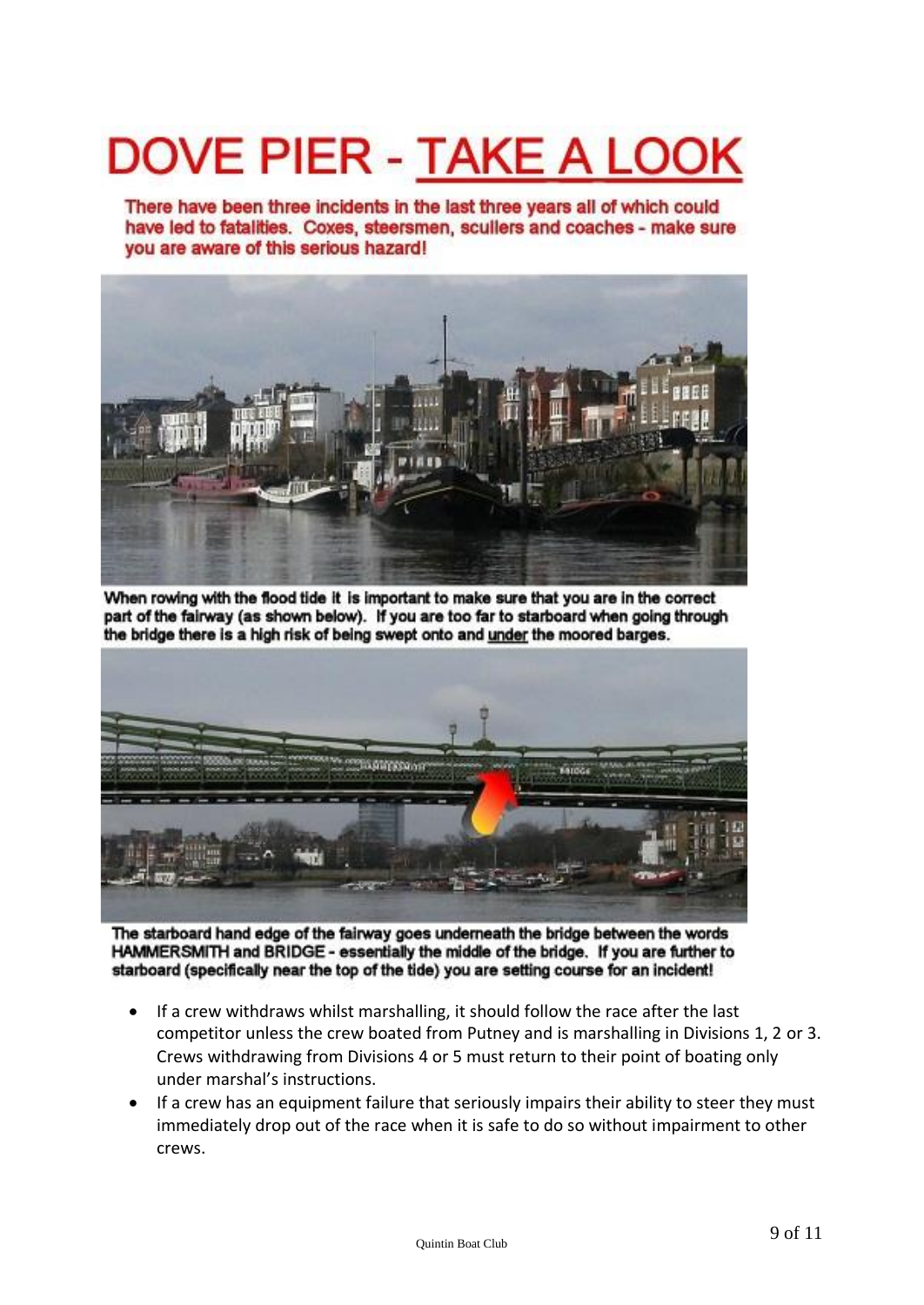# DOVE PIER - TAKE A LOOK

**There have been three incidents in the last three years all of which could have led to fatalities. Coxes, steersmen, scullers and coaches - make sure you are aware of this serious hazard!**

**When rowing with the flood tide it is important to make sure that you are in the correct part of the fairway (as shown below). If you are too far to starboard when going through the bridge there is a high risk of being swept onto and under the moored barges.**

**The starboard hand edge of the fairway goes underneath the bridge between the words HAMMERSMITH and BRIDGE - essentially the middle of the bridge. If you are further to starboard (specifically near the top of the tide) you are setting course for an incident!**

- If a crew withdraws whilst marshalling, it should follow the race after the last competitor unless the crew boated from Putney and is marshalling in Divisions 1, 2 or 3. Crews withdrawing from Divisions 4 or 5 must return to their point of boating only under marshal's instructions.
- If a crew has an equipment failure that seriously impairs their ability to steer they must immediately drop out of the race when it is safe to do so without impairment to other crews.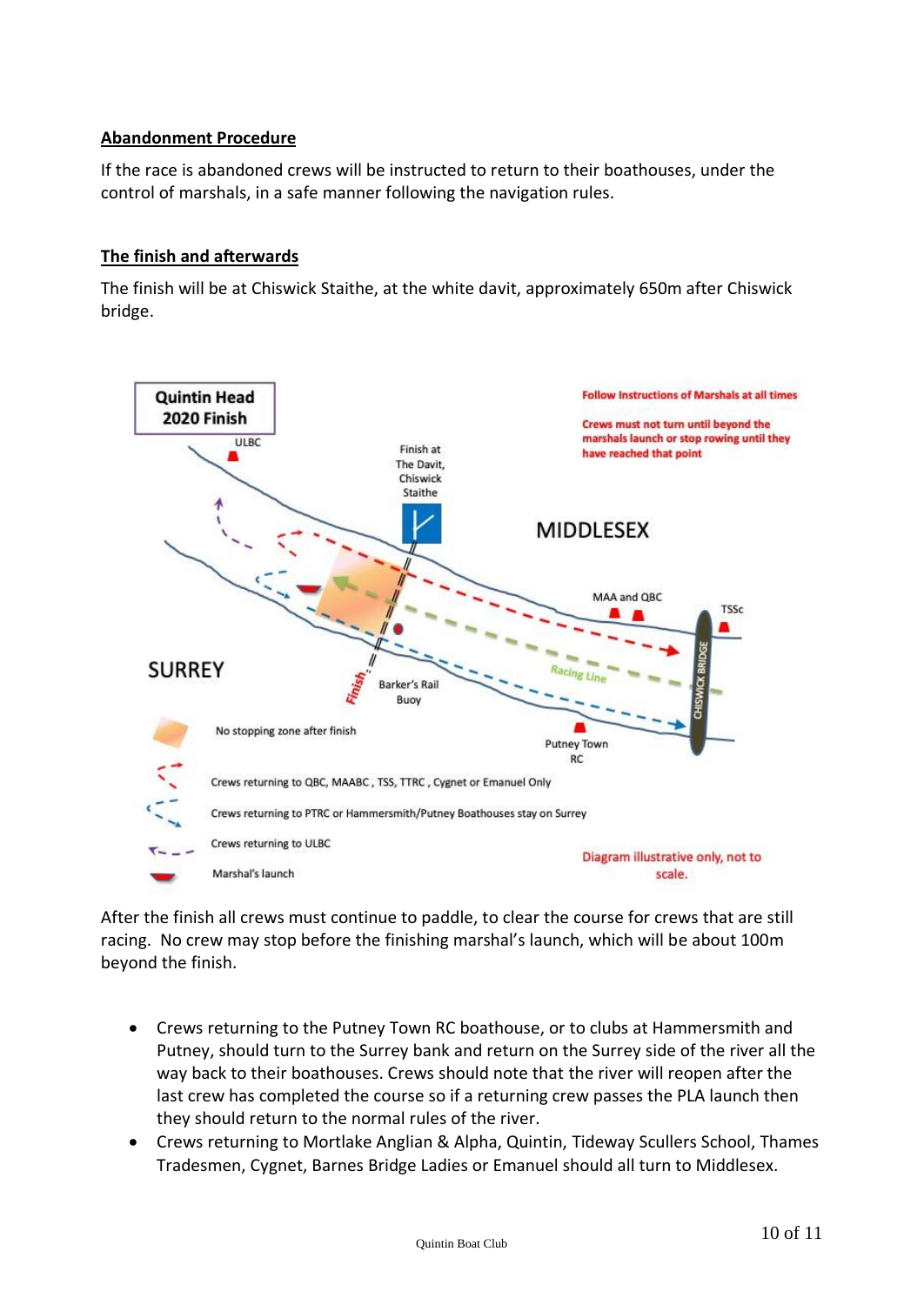**Abandonment Procedure**

If the race is abandoned crews will be instructed to return to their boathouses, under the control of marshals, in a safe manner following the navigation rules.

**The finish and afterwards**

The finish will be at Chiswick Staithe, at the white davit, approximately 650m after Chiswick bridge.

Quintin Head 2020 Finish

Follow Instructions of Marshals at all times

Crews must not turn until beyond the marshals launch or stop rowing until they have reached that point

ULBC

Finish at The Davit, Chiswick Staithe

MIDDLESEX

MAA and QBC

TSSc

CHISWICK BRIDGE

Racing Line

SURREY

Finish

Barker's Rail Buoy

Putney Town RC

No stopping zone after finish

Crews returning to QBC, MAABC , TSS, TTRC , Cygnet or Emanuel Only

Crews returning to PTRC or Hammersmith/Putney Boathouses stay on Surrey

Crews returning to ULBC

Marshal's launch

Diagram illustrative only, not to scale.

After the finish all crews must continue to paddle, to clear the course for crews that are still racing. No crew may stop before the finishing marshal's launch, which will be about 100m beyond the finish.

- Crews returning to the Putney Town RC boathouse, or to clubs at Hammersmith and Putney, should turn to the Surrey bank and return on the Surrey side of the river all the way back to their boathouses. Crews should note that the river will reopen after the last crew has completed the course so if a returning crew passes the PLA launch then they should return to the normal rules of the river.
- Crews returning to Mortlake Anglian & Alpha, Quintin, Tideway Scullers School, Thames Tradesmen, Cygnet, Barnes Bridge Ladies or Emanuel should all turn to Middlesex.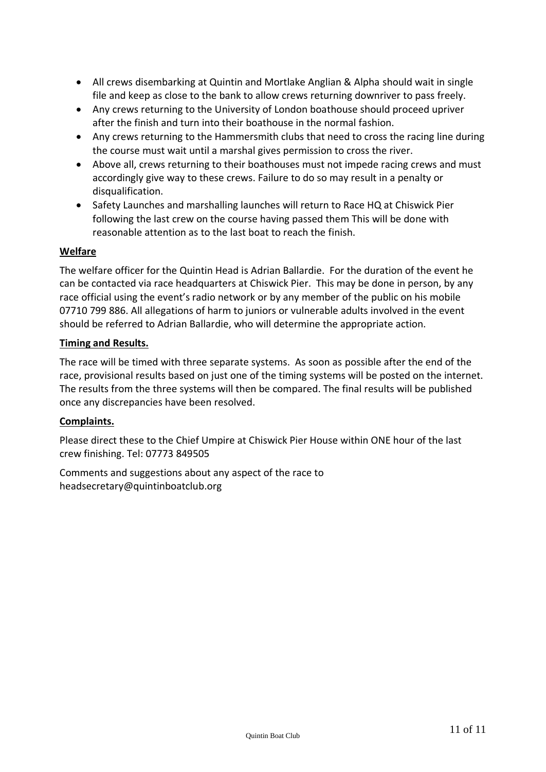- All crews disembarking at Quintin and Mortlake Anglian & Alpha should wait in single file and keep as close to the bank to allow crews returning downriver to pass freely.
- Any crews returning to the University of London boathouse should proceed upriver after the finish and turn into their boathouse in the normal fashion.
- Any crews returning to the Hammersmith clubs that need to cross the racing line during the course must wait until a marshal gives permission to cross the river.
- Above all, crews returning to their boathouses must not impede racing crews and must accordingly give way to these crews. Failure to do so may result in a penalty or disqualification.
- Safety Launches and marshalling launches will return to Race HQ at Chiswick Pier following the last crew on the course having passed them This will be done with reasonable attention as to the last boat to reach the finish.

**Welfare**

The welfare officer for the Quintin Head is Adrian Ballardie. For the duration of the event he can be contacted via race headquarters at Chiswick Pier. This may be done in person, by any race official using the event's radio network or by any member of the public on his mobile 07710 799 886. All allegations of harm to juniors or vulnerable adults involved in the event should be referred to Adrian Ballardie, who will determine the appropriate action.

**Timing and Results.**

The race will be timed with three separate systems. As soon as possible after the end of the race, provisional results based on just one of the timing systems will be posted on the internet. The results from the three systems will then be compared. The final results will be published once any discrepancies have been resolved.

**Complaints.**

Please direct these to the Chief Umpire at Chiswick Pier House within ONE hour of the last crew finishing. Tel: 07773 849505

Comments and suggestions about any aspect of the race to headsecretary@quintinboatclub.org